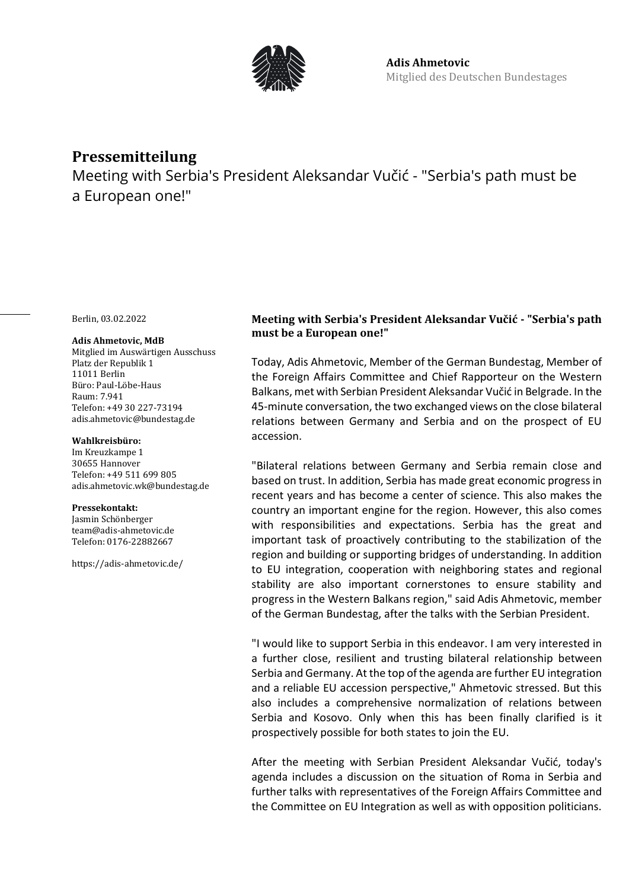**Adis Ahmetovic**
Mitglied des Deutschen Bundestages

# Pressemitteilung

Meeting with Serbia's President Aleksandar Vučić - "Serbia's path must be a European one!"

Berlin, 03.02.2022

**Adis Ahmetovic, MdB**
Mitglied im Auswärtigen Ausschuss
Platz der Republik 1
11011 Berlin
Büro: Paul-Löbe-Haus
Raum: 7.941
Telefon: +49 30 227-73194
adis.ahmetovic@bundestag.de

**Wahlkreisbüro:**
Im Kreuzkampe 1
30655 Hannover
Telefon: +49 511 699 805
adis.ahmetovic.wk@bundestag.de

**Pressekontakt:**
Jasmin Schönberger
team@adis-ahmetovic.de
Telefon: 0176-22882667

https://adis-ahmetovic.de/

**Meeting with Serbia's President Aleksandar Vučić - "Serbia's path must be a European one!"**

Today, Adis Ahmetovic, Member of the German Bundestag, Member of the Foreign Affairs Committee and Chief Rapporteur on the Western Balkans, met with Serbian President Aleksandar Vučić in Belgrade. In the 45-minute conversation, the two exchanged views on the close bilateral relations between Germany and Serbia and on the prospect of EU accession.

"Bilateral relations between Germany and Serbia remain close and based on trust. In addition, Serbia has made great economic progress in recent years and has become a center of science. This also makes the country an important engine for the region. However, this also comes with responsibilities and expectations. Serbia has the great and important task of proactively contributing to the stabilization of the region and building or supporting bridges of understanding. In addition to EU integration, cooperation with neighboring states and regional stability are also important cornerstones to ensure stability and progress in the Western Balkans region," said Adis Ahmetovic, member of the German Bundestag, after the talks with the Serbian President.

"I would like to support Serbia in this endeavor. I am very interested in a further close, resilient and trusting bilateral relationship between Serbia and Germany. At the top of the agenda are further EU integration and a reliable EU accession perspective," Ahmetovic stressed. But this also includes a comprehensive normalization of relations between Serbia and Kosovo. Only when this has been finally clarified is it prospectively possible for both states to join the EU.

After the meeting with Serbian President Aleksandar Vučić, today's agenda includes a discussion on the situation of Roma in Serbia and further talks with representatives of the Foreign Affairs Committee and the Committee on EU Integration as well as with opposition politicians.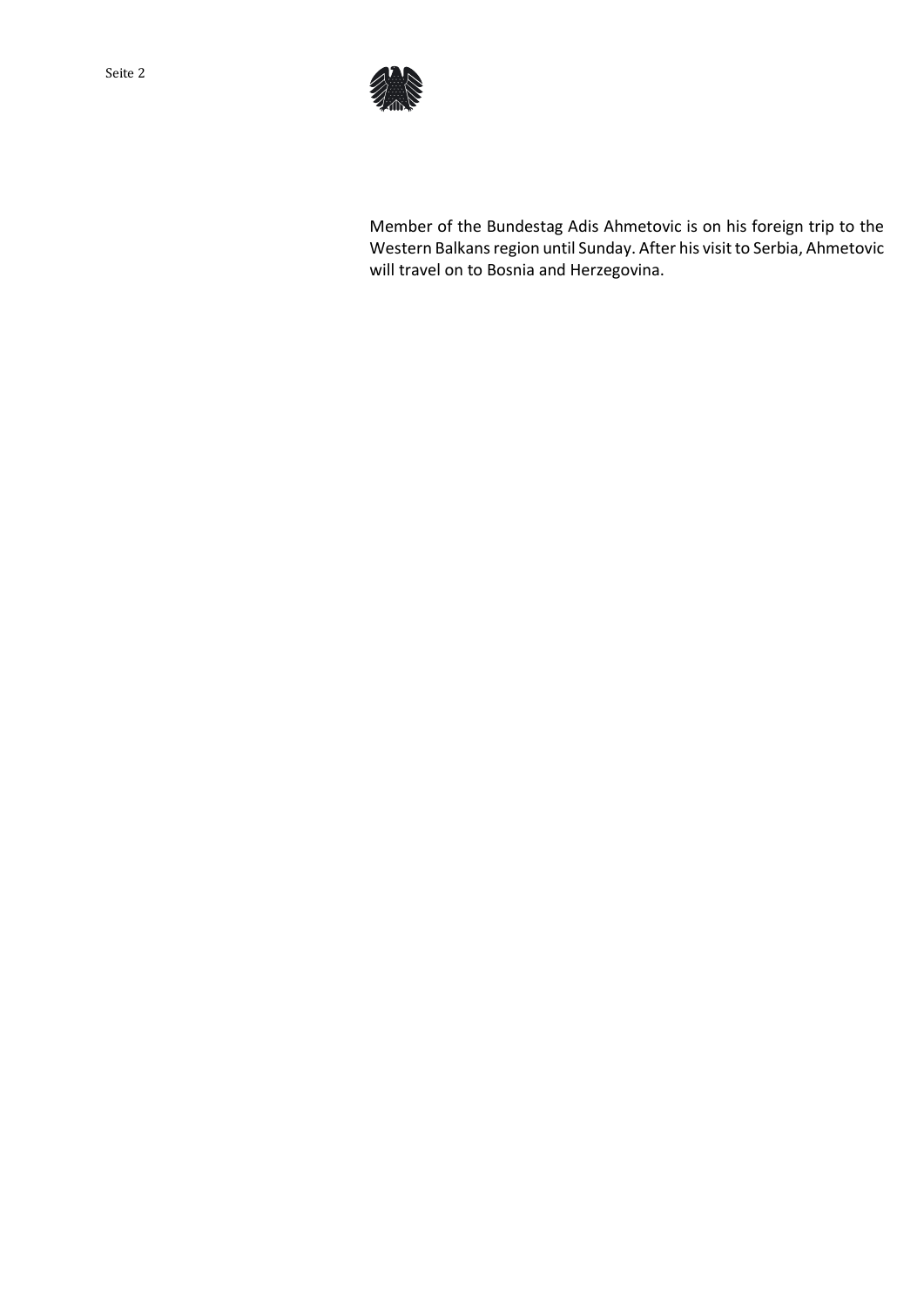Member of the Bundestag Adis Ahmetovic is on his foreign trip to the Western Balkans region until Sunday. After his visit to Serbia, Ahmetovic will travel on to Bosnia and Herzegovina.